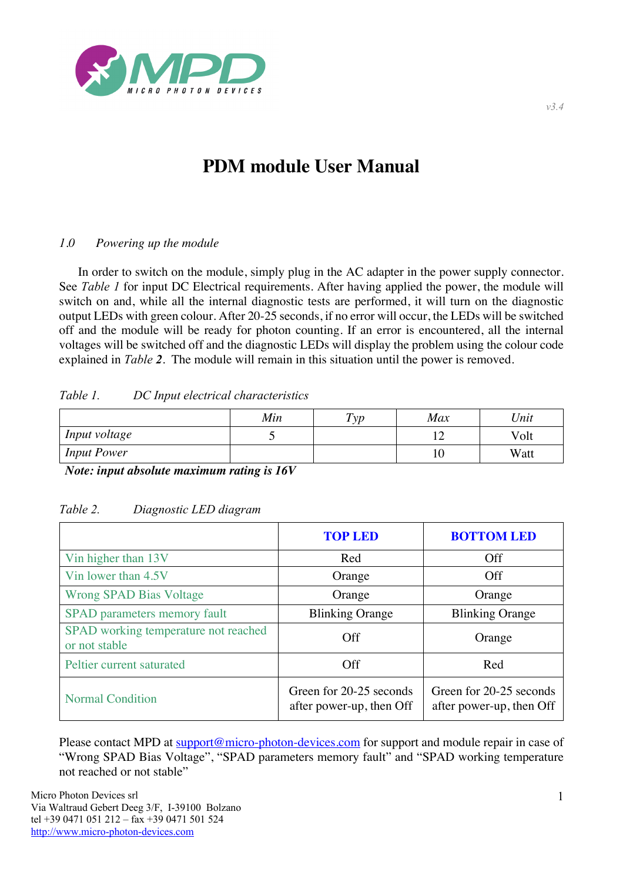v3.4

# PDM module User Manual

## *1.0 Powering up the module*

In order to switch on the module, simply plug in the AC adapter in the power supply connector. See *Table 1* for input DC Electrical requirements. After having applied the power, the module will switch on and, while all the internal diagnostic tests are performed, it will turn on the diagnostic output LEDs with green colour. After 20-25 seconds, if no error will occur, the LEDs will be switched off and the module will be ready for photon counting. If an error is encountered, all the internal voltages will be switched off and the diagnostic LEDs will display the problem using the colour code explained in *Table **2***. The module will remain in this situation until the power is removed.

*Table 1. DC Input electrical characteristics*

| | *Min* | *Typ* | *Max* | *Unit* |
|---|---|---|---|---|
| *Input voltage* | 5 | | 12 | Volt |
| *Input Power* | | | 10 | Watt |

***Note: input absolute maximum rating is 16V***

*Table 2. Diagnostic LED diagram*

| | **TOP LED** | **BOTTOM LED** |
|---|---|---|
| Vin higher than 13V | Red | Off |
| Vin lower than 4.5V | Orange | Off |
| Wrong SPAD Bias Voltage | Orange | Orange |
| SPAD parameters memory fault | Blinking Orange | Blinking Orange |
| SPAD working temperature not reached or not stable | Off | Orange |
| Peltier current saturated | Off | Red |
| Normal Condition | Green for 20-25 seconds after power-up, then Off | Green for 20-25 seconds after power-up, then Off |

Please contact MPD at support@micro-photon-devices.com for support and module repair in case of "Wrong SPAD Bias Voltage", "SPAD parameters memory fault" and "SPAD working temperature not reached or not stable"

Micro Photon Devices srl
Via Waltraud Gebert Deeg 3/F, I-39100 Bolzano
tel +39 0471 051 212 – fax +39 0471 501 524
http://www.micro-photon-devices.com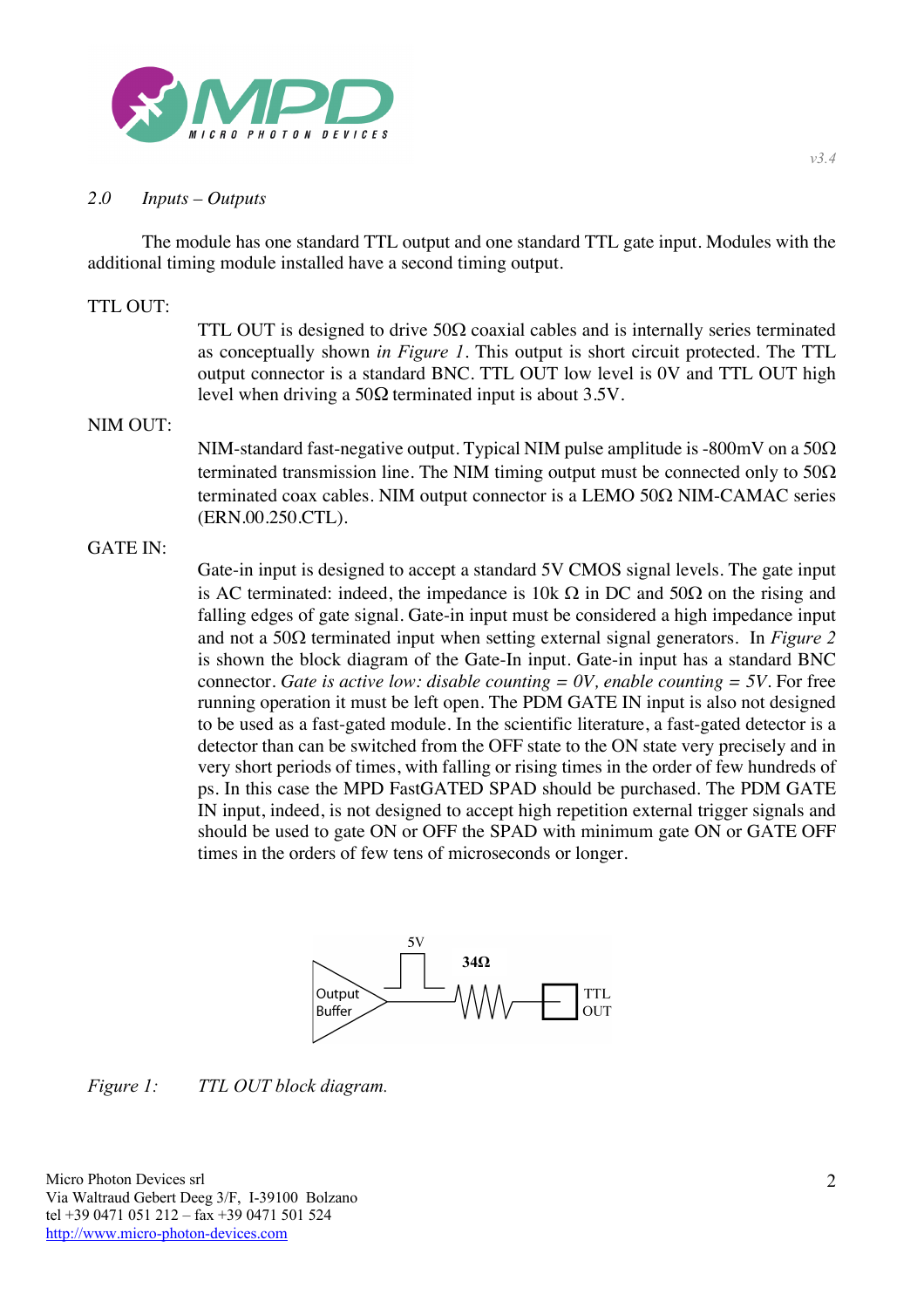## 2.0 *Inputs – Outputs*

The module has one standard TTL output and one standard TTL gate input. Modules with the additional timing module installed have a second timing output.

**TTL OUT:**

TTL OUT is designed to drive 50Ω coaxial cables and is internally series terminated as conceptually shown *in Figure 1*. This output is short circuit protected. The TTL output connector is a standard BNC. TTL OUT low level is 0V and TTL OUT high level when driving a 50Ω terminated input is about 3.5V.

**NIM OUT:**

NIM-standard fast-negative output. Typical NIM pulse amplitude is -800mV on a 50Ω terminated transmission line. The NIM timing output must be connected only to 50Ω terminated coax cables. NIM output connector is a LEMO 50Ω NIM-CAMAC series (ERN.00.250.CTL).

**GATE IN:**

Gate-in input is designed to accept a standard 5V CMOS signal levels. The gate input is AC terminated: indeed, the impedance is 10k Ω in DC and 50Ω on the rising and falling edges of gate signal. Gate-in input must be considered a high impedance input and not a 50Ω terminated input when setting external signal generators. In *Figure 2* is shown the block diagram of the Gate-In input. Gate-in input has a standard BNC connector. *Gate is active low: disable counting = 0V, enable counting = 5V*. For free running operation it must be left open. The PDM GATE IN input is also not designed to be used as a fast-gated module. In the scientific literature, a fast-gated detector is a detector than can be switched from the OFF state to the ON state very precisely and in very short periods of times, with falling or rising times in the order of few hundreds of ps. In this case the MPD FastGATED SPAD should be purchased. The PDM GATE IN input, indeed, is not designed to accept high repetition external trigger signals and should be used to gate ON or OFF the SPAD with minimum gate ON or GATE OFF times in the orders of few tens of microseconds or longer.

*Figure 1: TTL OUT block diagram.*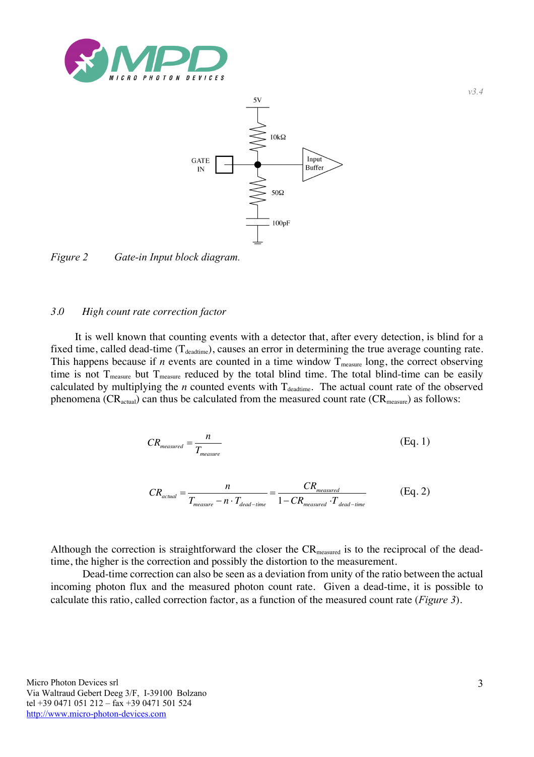*Figure 2 Gate-in Input block diagram.*

### *3.0 High count rate correction factor*

It is well known that counting events with a detector that, after every detection, is blind for a fixed time, called dead-time ($T_{deadtime}$), causes an error in determining the true average counting rate. This happens because if *n* events are counted in a time window $T_{measure}$ long, the correct observing time is not $T_{measure}$ but $T_{measure}$ reduced by the total blind time. The total blind-time can be easily calculated by multiplying the *n* counted events with $T_{deadtime}$. The actual count rate of the observed phenomena ($CR_{actual}$) can thus be calculated from the measured count rate ($CR_{measure}$) as follows:

$$CR_{measured} = \frac{n}{T_{measure}} \qquad \text{(Eq. 1)}$$

$$CR_{actual} = \frac{n}{T_{measure} - n \cdot T_{dead-time}} = \frac{CR_{measured}}{1 - CR_{measured} \cdot T_{dead-time}} \qquad \text{(Eq. 2)}$$

Although the correction is straightforward the closer the $CR_{measured}$ is to the reciprocal of the dead-time, the higher is the correction and possibly the distortion to the measurement.

Dead-time correction can also be seen as a deviation from unity of the ratio between the actual incoming photon flux and the measured photon count rate. Given a dead-time, it is possible to calculate this ratio, called correction factor, as a function of the measured count rate (*Figure 3*).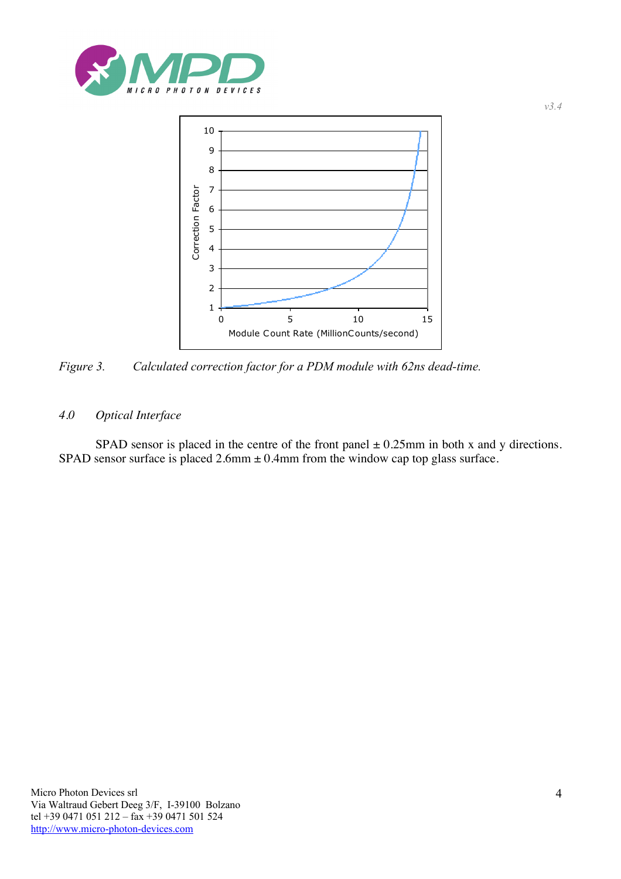*Figure 3. Calculated correction factor for a PDM module with 62ns dead-time.*

## *4.0 Optical Interface*

SPAD sensor is placed in the centre of the front panel ± 0.25mm in both x and y directions. SPAD sensor surface is placed 2.6mm ± 0.4mm from the window cap top glass surface.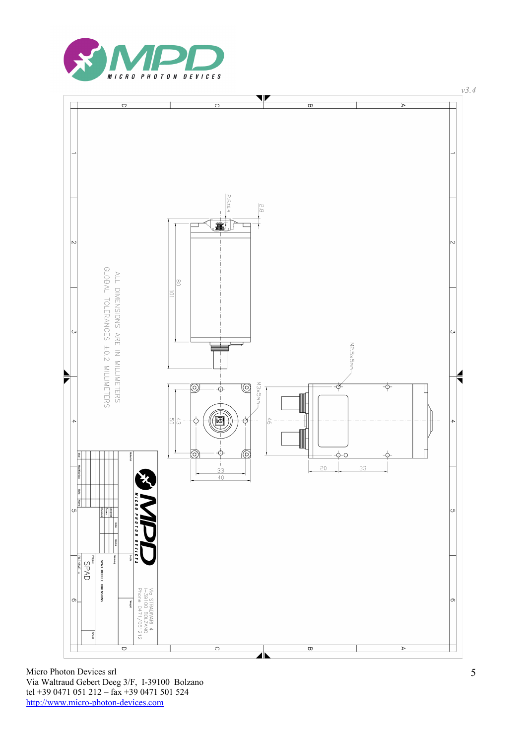v3.4

ALL DIMENSIONS ARE IN MILLIMETERS

GLOBAL TOLERANCES ±0.2 MILLIMETERS

2.6±0.4

2.8

80

101

M2.5x5mm

M3x5mm

50

43

46

33

40

20

33

MPD MICRO PHOTON DEVICES

Via STRADIVARI 4
I-39100 BOLZANO
Phone 0471/051212

Project: SPAD

Naming: SPAD MODULE DIMENSIONS

FILENAME =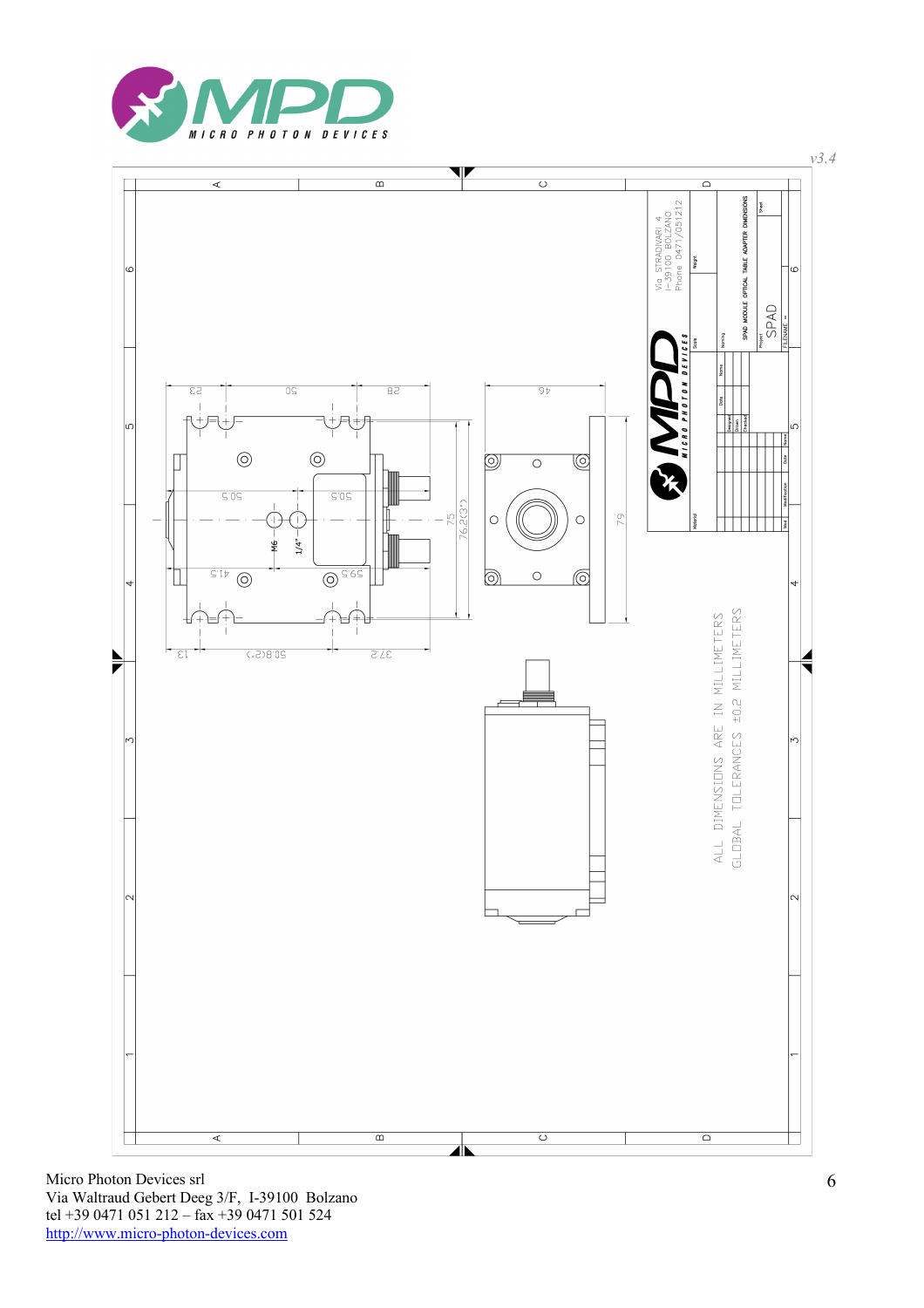ALL DIMENSIONS ARE IN MILLIMETERS

GLOBAL TOLERANCES ±0.2 MILLIMETERS

Via STRADIVARI 4
I-39100 BOLZANO
Phone 0471/051212

SPAD MODULE OPTICAL TABLE ADAPTER DIMENSIONS

SPAD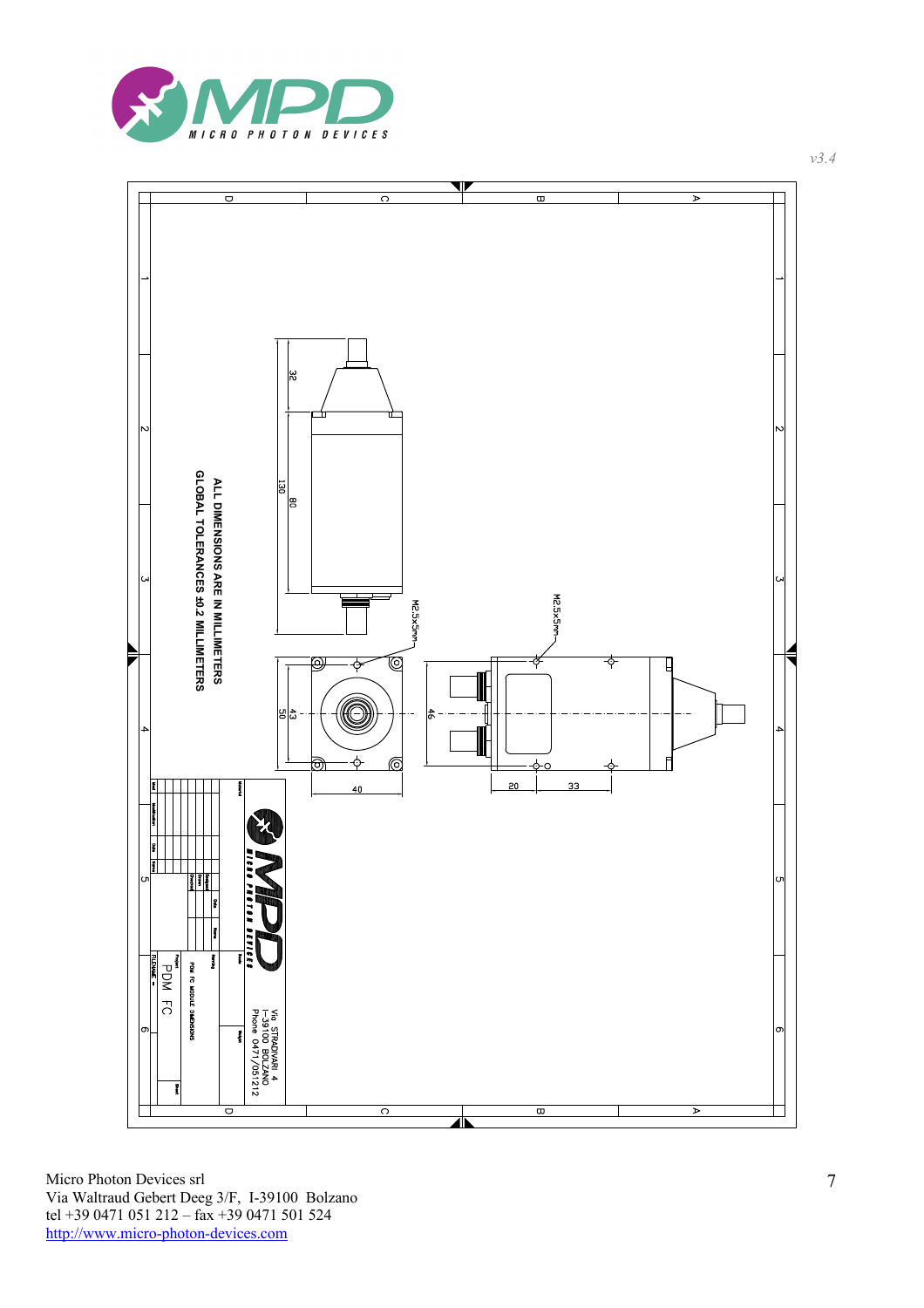ALL DIMENSIONS ARE IN MILLIMETERS

GLOBAL TOLERANCES ±0.2 MILLIMETERS

32

130

80

M2.5x5mm

M2.5x5mm

50

43

46

40

20

33

Via STRADIVARI 4
I-39100 BOLZANO
Phone 0471/051212

PDM FC MODULE DIMENSIONS

PDM FC

FILENAME -